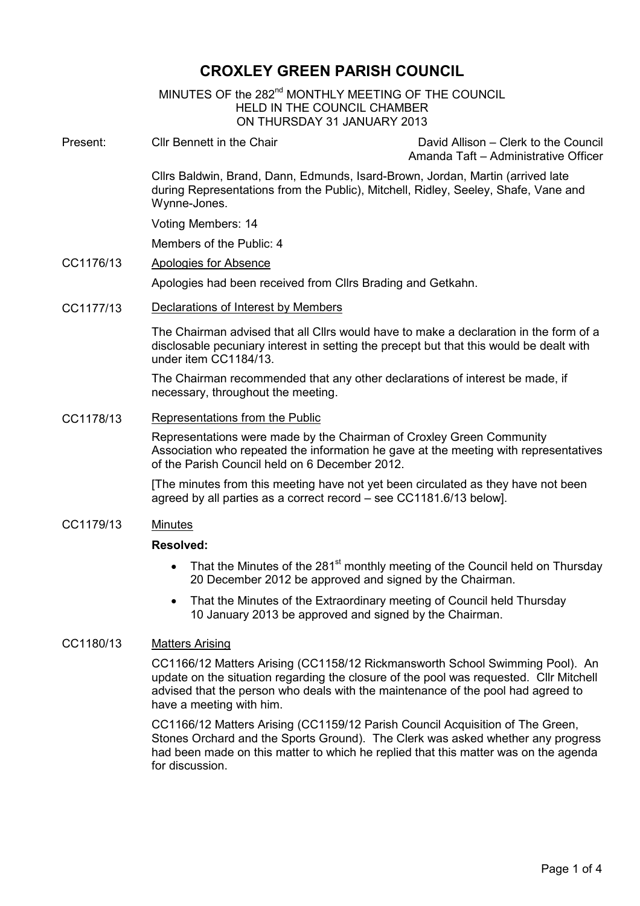# CROXLEY GREEN PARISH COUNCIL

MINUTES OF the 282nd MONTHLY MEETING OF THE COUNCIL
HELD IN THE COUNCIL CHAMBER
ON THURSDAY 31 JANUARY 2013

**Present:** Cllr Bennett in the Chair

David Allison – Clerk to the Council
Amanda Taft – Administrative Officer

Cllrs Baldwin, Brand, Dann, Edmunds, Isard-Brown, Jordan, Martin (arrived late during Representations from the Public), Mitchell, Ridley, Seeley, Shafe, Vane and Wynne-Jones.

Voting Members: 14

Members of the Public: 4

**CC1176/13** Apologies for Absence

Apologies had been received from Cllrs Brading and Getkahn.

**CC1177/13** Declarations of Interest by Members

The Chairman advised that all Cllrs would have to make a declaration in the form of a disclosable pecuniary interest in setting the precept but that this would be dealt with under item CC1184/13.

The Chairman recommended that any other declarations of interest be made, if necessary, throughout the meeting.

**CC1178/13** Representations from the Public

Representations were made by the Chairman of Croxley Green Community Association who repeated the information he gave at the meeting with representatives of the Parish Council held on 6 December 2012.

[The minutes from this meeting have not yet been circulated as they have not been agreed by all parties as a correct record – see CC1181.6/13 below].

**CC1179/13** Minutes

**Resolved:**

- That the Minutes of the 281st monthly meeting of the Council held on Thursday 20 December 2012 be approved and signed by the Chairman.
- That the Minutes of the Extraordinary meeting of Council held Thursday 10 January 2013 be approved and signed by the Chairman.

**CC1180/13** Matters Arising

CC1166/12 Matters Arising (CC1158/12 Rickmansworth School Swimming Pool). An update on the situation regarding the closure of the pool was requested. Cllr Mitchell advised that the person who deals with the maintenance of the pool had agreed to have a meeting with him.

CC1166/12 Matters Arising (CC1159/12 Parish Council Acquisition of The Green, Stones Orchard and the Sports Ground). The Clerk was asked whether any progress had been made on this matter to which he replied that this matter was on the agenda for discussion.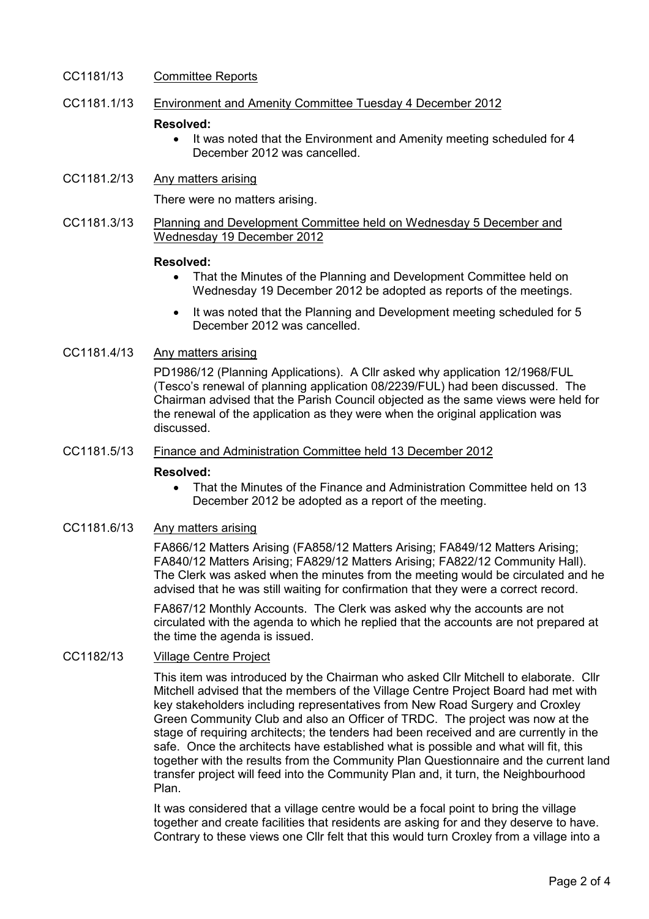CC1181/13 Committee Reports

CC1181.1/13 Environment and Amenity Committee Tuesday 4 December 2012

**Resolved:**

- It was noted that the Environment and Amenity meeting scheduled for 4 December 2012 was cancelled.

CC1181.2/13 Any matters arising

There were no matters arising.

CC1181.3/13 Planning and Development Committee held on Wednesday 5 December and Wednesday 19 December 2012

**Resolved:**

- That the Minutes of the Planning and Development Committee held on Wednesday 19 December 2012 be adopted as reports of the meetings.
- It was noted that the Planning and Development meeting scheduled for 5 December 2012 was cancelled.

CC1181.4/13 Any matters arising

PD1986/12 (Planning Applications). A Cllr asked why application 12/1968/FUL (Tesco's renewal of planning application 08/2239/FUL) had been discussed. The Chairman advised that the Parish Council objected as the same views were held for the renewal of the application as they were when the original application was discussed.

CC1181.5/13 Finance and Administration Committee held 13 December 2012

**Resolved:**

- That the Minutes of the Finance and Administration Committee held on 13 December 2012 be adopted as a report of the meeting.

CC1181.6/13 Any matters arising

FA866/12 Matters Arising (FA858/12 Matters Arising; FA849/12 Matters Arising; FA840/12 Matters Arising; FA829/12 Matters Arising; FA822/12 Community Hall). The Clerk was asked when the minutes from the meeting would be circulated and he advised that he was still waiting for confirmation that they were a correct record.

FA867/12 Monthly Accounts. The Clerk was asked why the accounts are not circulated with the agenda to which he replied that the accounts are not prepared at the time the agenda is issued.

CC1182/13 Village Centre Project

This item was introduced by the Chairman who asked Cllr Mitchell to elaborate. Cllr Mitchell advised that the members of the Village Centre Project Board had met with key stakeholders including representatives from New Road Surgery and Croxley Green Community Club and also an Officer of TRDC. The project was now at the stage of requiring architects; the tenders had been received and are currently in the safe. Once the architects have established what is possible and what will fit, this together with the results from the Community Plan Questionnaire and the current land transfer project will feed into the Community Plan and, it turn, the Neighbourhood Plan.

It was considered that a village centre would be a focal point to bring the village together and create facilities that residents are asking for and they deserve to have. Contrary to these views one Cllr felt that this would turn Croxley from a village into a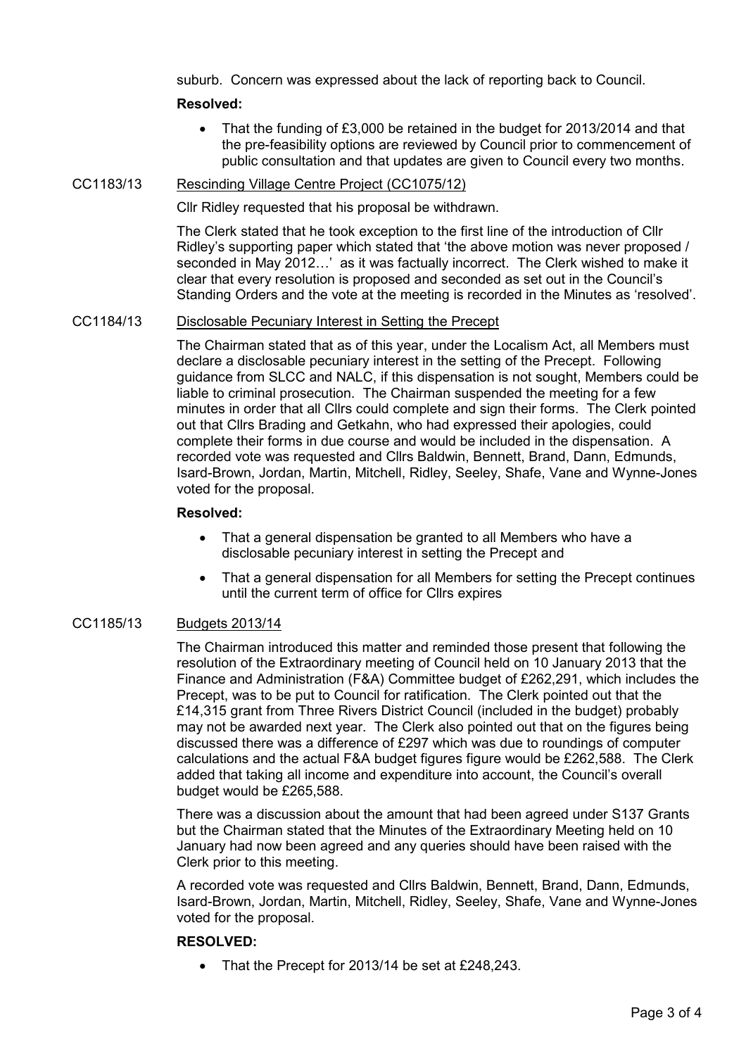suburb. Concern was expressed about the lack of reporting back to Council.

**Resolved:**

- That the funding of £3,000 be retained in the budget for 2013/2014 and that the pre-feasibility options are reviewed by Council prior to commencement of public consultation and that updates are given to Council every two months.

CC1183/13 Rescinding Village Centre Project (CC1075/12)

Cllr Ridley requested that his proposal be withdrawn.

The Clerk stated that he took exception to the first line of the introduction of Cllr Ridley's supporting paper which stated that 'the above motion was never proposed / seconded in May 2012…' as it was factually incorrect. The Clerk wished to make it clear that every resolution is proposed and seconded as set out in the Council's Standing Orders and the vote at the meeting is recorded in the Minutes as 'resolved'.

CC1184/13 Disclosable Pecuniary Interest in Setting the Precept

The Chairman stated that as of this year, under the Localism Act, all Members must declare a disclosable pecuniary interest in the setting of the Precept. Following guidance from SLCC and NALC, if this dispensation is not sought, Members could be liable to criminal prosecution. The Chairman suspended the meeting for a few minutes in order that all Cllrs could complete and sign their forms. The Clerk pointed out that Cllrs Brading and Getkahn, who had expressed their apologies, could complete their forms in due course and would be included in the dispensation. A recorded vote was requested and Cllrs Baldwin, Bennett, Brand, Dann, Edmunds, Isard-Brown, Jordan, Martin, Mitchell, Ridley, Seeley, Shafe, Vane and Wynne-Jones voted for the proposal.

**Resolved:**

- That a general dispensation be granted to all Members who have a disclosable pecuniary interest in setting the Precept and
- That a general dispensation for all Members for setting the Precept continues until the current term of office for Cllrs expires

CC1185/13 Budgets 2013/14

The Chairman introduced this matter and reminded those present that following the resolution of the Extraordinary meeting of Council held on 10 January 2013 that the Finance and Administration (F&A) Committee budget of £262,291, which includes the Precept, was to be put to Council for ratification. The Clerk pointed out that the £14,315 grant from Three Rivers District Council (included in the budget) probably may not be awarded next year. The Clerk also pointed out that on the figures being discussed there was a difference of £297 which was due to roundings of computer calculations and the actual F&A budget figures figure would be £262,588. The Clerk added that taking all income and expenditure into account, the Council's overall budget would be £265,588.

There was a discussion about the amount that had been agreed under S137 Grants but the Chairman stated that the Minutes of the Extraordinary Meeting held on 10 January had now been agreed and any queries should have been raised with the Clerk prior to this meeting.

A recorded vote was requested and Cllrs Baldwin, Bennett, Brand, Dann, Edmunds, Isard-Brown, Jordan, Martin, Mitchell, Ridley, Seeley, Shafe, Vane and Wynne-Jones voted for the proposal.

**RESOLVED:**

- That the Precept for 2013/14 be set at £248,243.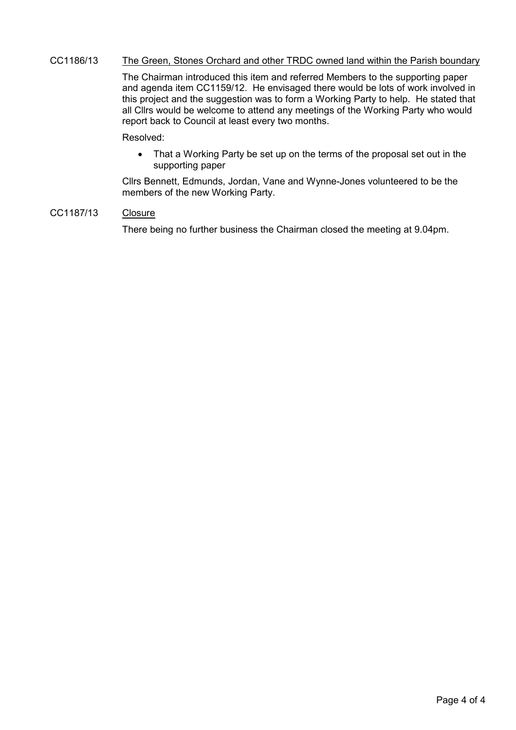CC1186/13 <u>The Green, Stones Orchard and other TRDC owned land within the Parish boundary</u>

The Chairman introduced this item and referred Members to the supporting paper and agenda item CC1159/12. He envisaged there would be lots of work involved in this project and the suggestion was to form a Working Party to help. He stated that all Cllrs would be welcome to attend any meetings of the Working Party who would report back to Council at least every two months.

Resolved:

- That a Working Party be set up on the terms of the proposal set out in the supporting paper

Cllrs Bennett, Edmunds, Jordan, Vane and Wynne-Jones volunteered to be the members of the new Working Party.

CC1187/13 <u>Closure</u>

There being no further business the Chairman closed the meeting at 9.04pm.